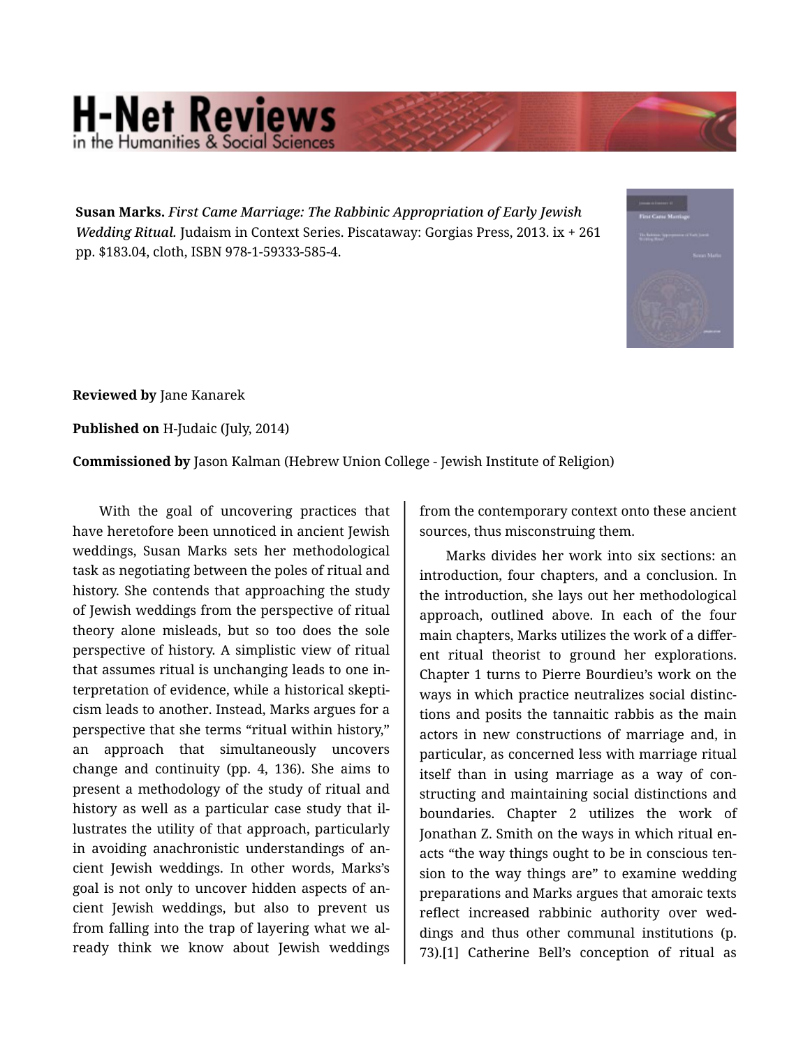**Susan Marks.** *First Came Marriage: The Rabbinic Appropriation of Early Jewish Wedding Ritual.* Judaism in Context Series. Piscataway: Gorgias Press, 2013. ix + 261 pp. $183.04, cloth, ISBN 978-1-59333-585-4.

**Reviewed by** Jane Kanarek

**Published on** H-Judaic (July, 2014)

**Commissioned by** Jason Kalman (Hebrew Union College - Jewish Institute of Religion)

With the goal of uncovering practices that have heretofore been unnoticed in ancient Jewish weddings, Susan Marks sets her methodological task as negotiating between the poles of ritual and history. She contends that approaching the study of Jewish weddings from the perspective of ritual theory alone misleads, but so too does the sole perspective of history. A simplistic view of ritual that assumes ritual is unchanging leads to one interpretation of evidence, while a historical skepticism leads to another. Instead, Marks argues for a perspective that she terms "ritual within history," an approach that simultaneously uncovers change and continuity (pp. 4, 136). She aims to present a methodology of the study of ritual and history as well as a particular case study that illustrates the utility of that approach, particularly in avoiding anachronistic understandings of ancient Jewish weddings. In other words, Marks's goal is not only to uncover hidden aspects of ancient Jewish weddings, but also to prevent us from falling into the trap of layering what we already think we know about Jewish weddings from the contemporary context onto these ancient sources, thus misconstruing them.

Marks divides her work into six sections: an introduction, four chapters, and a conclusion. In the introduction, she lays out her methodological approach, outlined above. In each of the four main chapters, Marks utilizes the work of a different ritual theorist to ground her explorations. Chapter 1 turns to Pierre Bourdieu's work on the ways in which practice neutralizes social distinctions and posits the tannaitic rabbis as the main actors in new constructions of marriage and, in particular, as concerned less with marriage ritual itself than in using marriage as a way of constructing and maintaining social distinctions and boundaries. Chapter 2 utilizes the work of Jonathan Z. Smith on the ways in which ritual enacts "the way things ought to be in conscious tension to the way things are" to examine wedding preparations and Marks argues that amoraic texts reflect increased rabbinic authority over weddings and thus other communal institutions (p. 73).[1] Catherine Bell's conception of ritual as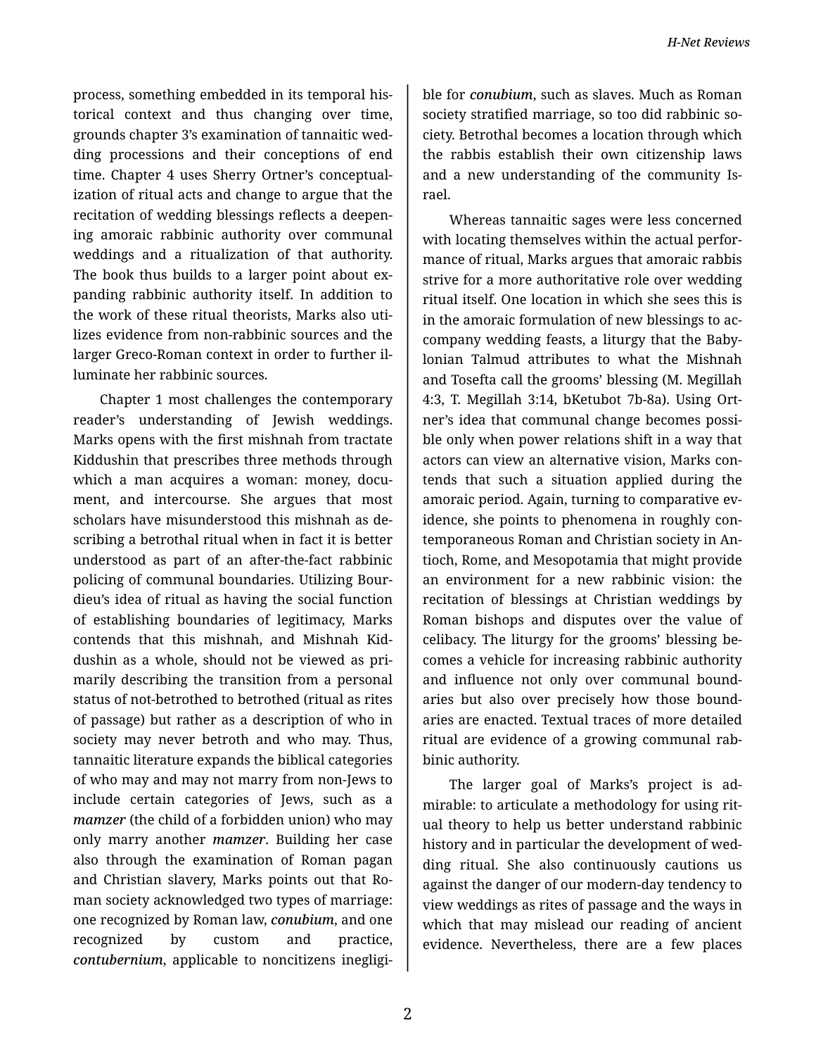process, something embedded in its temporal historical context and thus changing over time, grounds chapter 3's examination of tannaitic wedding processions and their conceptions of end time. Chapter 4 uses Sherry Ortner's conceptualization of ritual acts and change to argue that the recitation of wedding blessings reflects a deepening amoraic rabbinic authority over communal weddings and a ritualization of that authority. The book thus builds to a larger point about expanding rabbinic authority itself. In addition to the work of these ritual theorists, Marks also utilizes evidence from non-rabbinic sources and the larger Greco-Roman context in order to further illuminate her rabbinic sources.

Chapter 1 most challenges the contemporary reader's understanding of Jewish weddings. Marks opens with the first mishnah from tractate Kiddushin that prescribes three methods through which a man acquires a woman: money, document, and intercourse. She argues that most scholars have misunderstood this mishnah as describing a betrothal ritual when in fact it is better understood as part of an after-the-fact rabbinic policing of communal boundaries. Utilizing Bourdieu's idea of ritual as having the social function of establishing boundaries of legitimacy, Marks contends that this mishnah, and Mishnah Kiddushin as a whole, should not be viewed as primarily describing the transition from a personal status of not-betrothed to betrothed (ritual as rites of passage) but rather as a description of who in society may never betroth and who may. Thus, tannaitic literature expands the biblical categories of who may and may not marry from non-Jews to include certain categories of Jews, such as a ***mamzer*** (the child of a forbidden union) who may only marry another ***mamzer***. Building her case also through the examination of Roman pagan and Christian slavery, Marks points out that Roman society acknowledged two types of marriage: one recognized by Roman law, ***conubium***, and one recognized by custom and practice, ***contubernium***, applicable to noncitizens ineligible for ***conubium***, such as slaves. Much as Roman society stratified marriage, so too did rabbinic society. Betrothal becomes a location through which the rabbis establish their own citizenship laws and a new understanding of the community Israel.

Whereas tannaitic sages were less concerned with locating themselves within the actual performance of ritual, Marks argues that amoraic rabbis strive for a more authoritative role over wedding ritual itself. One location in which she sees this is in the amoraic formulation of new blessings to accompany wedding feasts, a liturgy that the Babylonian Talmud attributes to what the Mishnah and Tosefta call the grooms' blessing (M. Megillah 4:3, T. Megillah 3:14, bKetubot 7b-8a). Using Ortner's idea that communal change becomes possible only when power relations shift in a way that actors can view an alternative vision, Marks contends that such a situation applied during the amoraic period. Again, turning to comparative evidence, she points to phenomena in roughly contemporaneous Roman and Christian society in Antioch, Rome, and Mesopotamia that might provide an environment for a new rabbinic vision: the recitation of blessings at Christian weddings by Roman bishops and disputes over the value of celibacy. The liturgy for the grooms' blessing becomes a vehicle for increasing rabbinic authority and influence not only over communal boundaries but also over precisely how those boundaries are enacted. Textual traces of more detailed ritual are evidence of a growing communal rabbinic authority.

The larger goal of Marks's project is admirable: to articulate a methodology for using ritual theory to help us better understand rabbinic history and in particular the development of wedding ritual. She also continuously cautions us against the danger of our modern-day tendency to view weddings as rites of passage and the ways in which that may mislead our reading of ancient evidence. Nevertheless, there are a few places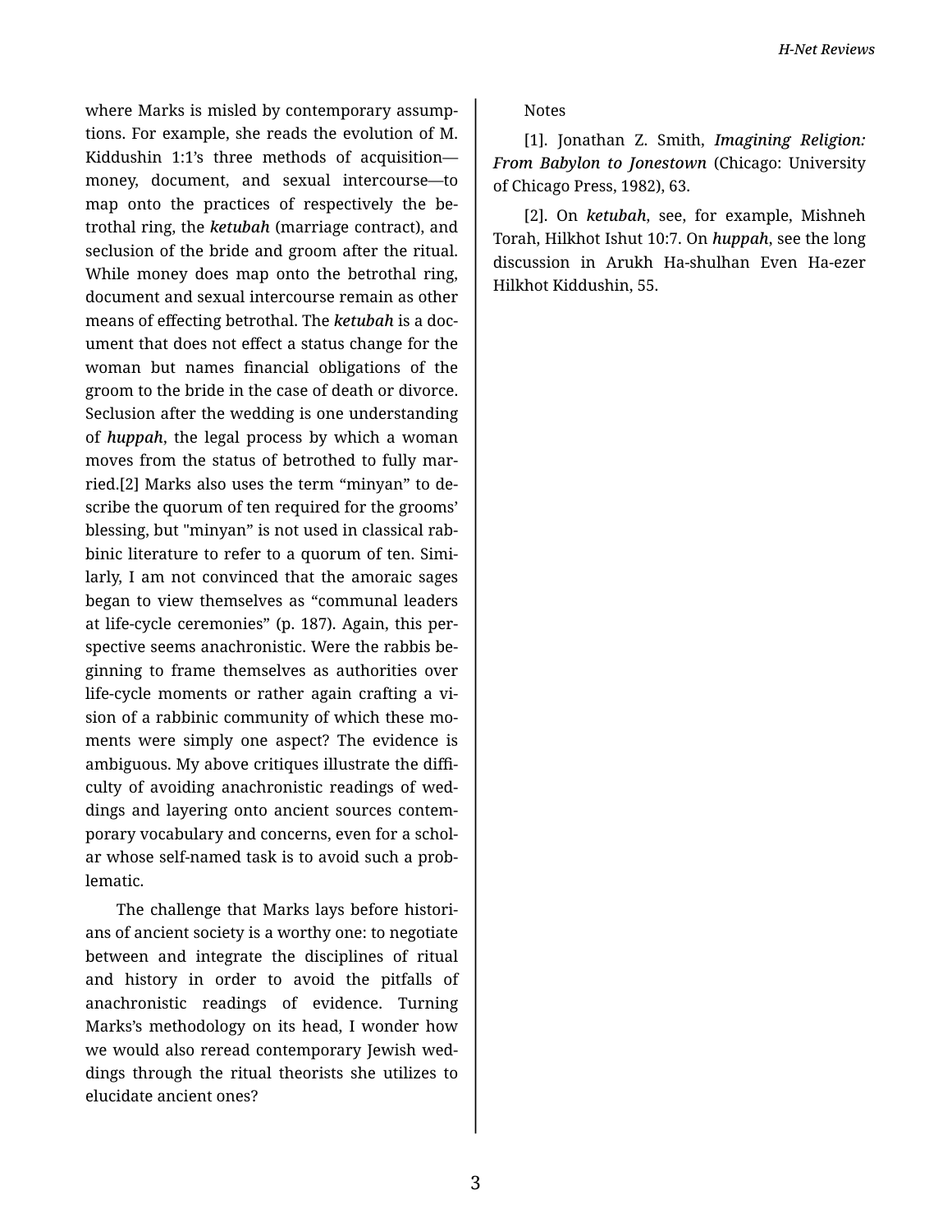where Marks is misled by contemporary assumptions. For example, she reads the evolution of M. Kiddushin 1:1's three methods of acquisition—money, document, and sexual intercourse—to map onto the practices of respectively the betrothal ring, the ***ketubah*** (marriage contract), and seclusion of the bride and groom after the ritual. While money does map onto the betrothal ring, document and sexual intercourse remain as other means of effecting betrothal. The ***ketubah*** is a document that does not effect a status change for the woman but names financial obligations of the groom to the bride in the case of death or divorce. Seclusion after the wedding is one understanding of ***huppah***, the legal process by which a woman moves from the status of betrothed to fully married.[2] Marks also uses the term "minyan" to describe the quorum of ten required for the grooms' blessing, but "minyan" is not used in classical rabbinic literature to refer to a quorum of ten. Similarly, I am not convinced that the amoraic sages began to view themselves as "communal leaders at life-cycle ceremonies" (p. 187). Again, this perspective seems anachronistic. Were the rabbis beginning to frame themselves as authorities over life-cycle moments or rather again crafting a vision of a rabbinic community of which these moments were simply one aspect? The evidence is ambiguous. My above critiques illustrate the difficulty of avoiding anachronistic readings of weddings and layering onto ancient sources contemporary vocabulary and concerns, even for a scholar whose self-named task is to avoid such a problematic.

The challenge that Marks lays before historians of ancient society is a worthy one: to negotiate between and integrate the disciplines of ritual and history in order to avoid the pitfalls of anachronistic readings of evidence. Turning Marks's methodology on its head, I wonder how we would also reread contemporary Jewish weddings through the ritual theorists she utilizes to elucidate ancient ones?

Notes

[1]. Jonathan Z. Smith, ***Imagining Religion: From Babylon to Jonestown*** (Chicago: University of Chicago Press, 1982), 63.

[2]. On ***ketubah***, see, for example, Mishneh Torah, Hilkhot Ishut 10:7. On ***huppah***, see the long discussion in Arukh Ha-shulhan Even Ha-ezer Hilkhot Kiddushin, 55.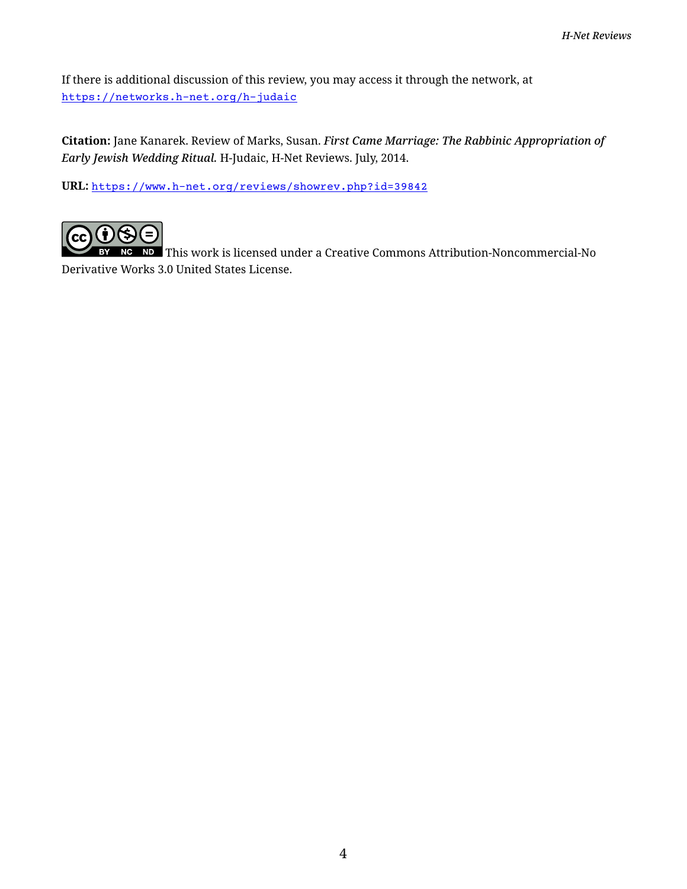If there is additional discussion of this review, you may access it through the network, at https://networks.h-net.org/h-judaic

**Citation:** Jane Kanarek. Review of Marks, Susan. *First Came Marriage: The Rabbinic Appropriation of Early Jewish Wedding Ritual.* H-Judaic, H-Net Reviews. July, 2014.

**URL:** https://www.h-net.org/reviews/showrev.php?id=39842

This work is licensed under a Creative Commons Attribution-Noncommercial-No Derivative Works 3.0 United States License.